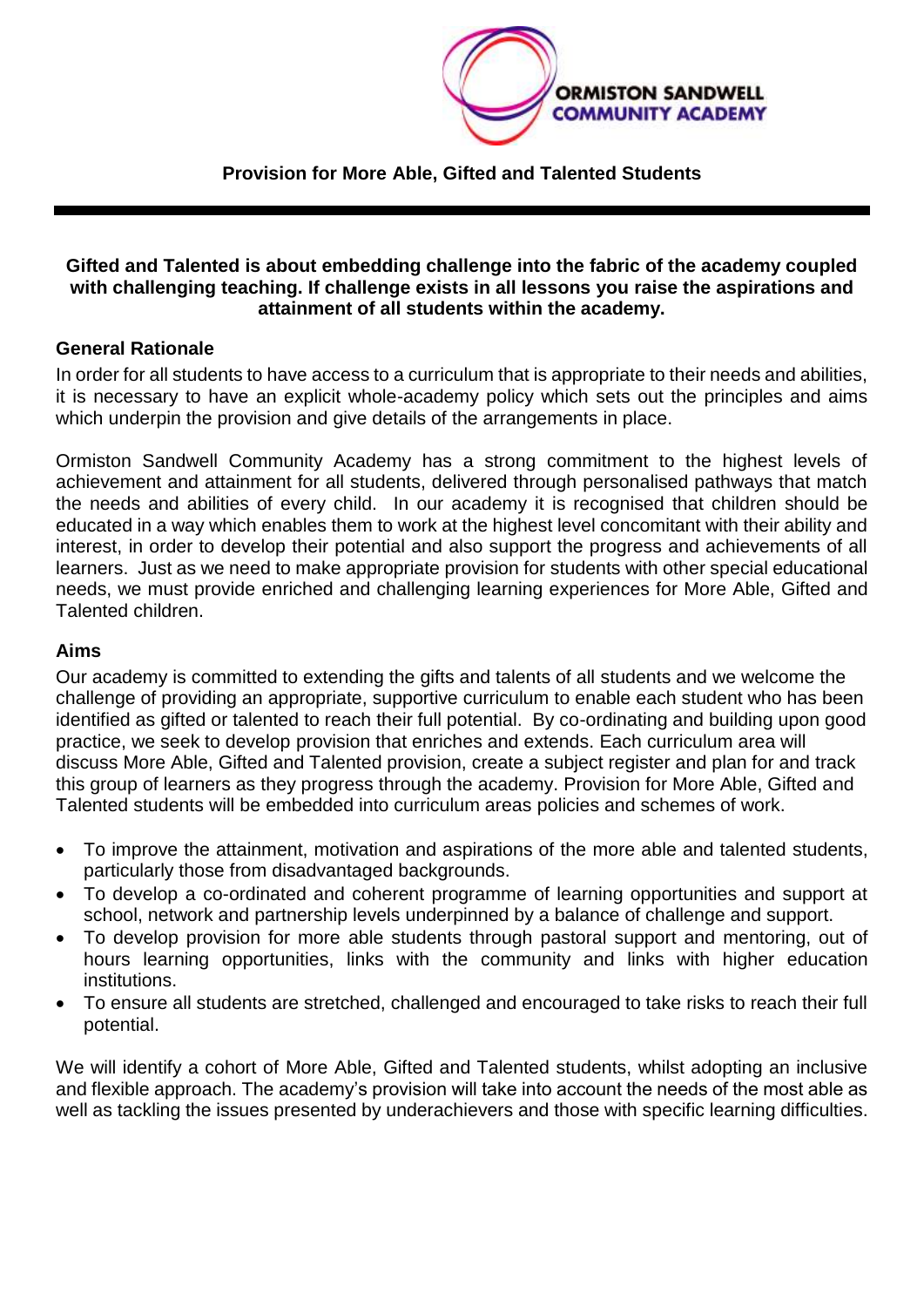ORMISTON SANDWELL COMMUNITY ACADEMY

# Provision for More Able, Gifted and Talented Students

**Gifted and Talented is about embedding challenge into the fabric of the academy coupled with challenging teaching. If challenge exists in all lessons you raise the aspirations and attainment of all students within the academy.**

## General Rationale

In order for all students to have access to a curriculum that is appropriate to their needs and abilities, it is necessary to have an explicit whole-academy policy which sets out the principles and aims which underpin the provision and give details of the arrangements in place.

Ormiston Sandwell Community Academy has a strong commitment to the highest levels of achievement and attainment for all students, delivered through personalised pathways that match the needs and abilities of every child. In our academy it is recognised that children should be educated in a way which enables them to work at the highest level concomitant with their ability and interest, in order to develop their potential and also support the progress and achievements of all learners. Just as we need to make appropriate provision for students with other special educational needs, we must provide enriched and challenging learning experiences for More Able, Gifted and Talented children.

## Aims

Our academy is committed to extending the gifts and talents of all students and we welcome the challenge of providing an appropriate, supportive curriculum to enable each student who has been identified as gifted or talented to reach their full potential. By co-ordinating and building upon good practice, we seek to develop provision that enriches and extends. Each curriculum area will discuss More Able, Gifted and Talented provision, create a subject register and plan for and track this group of learners as they progress through the academy. Provision for More Able, Gifted and Talented students will be embedded into curriculum areas policies and schemes of work.

- To improve the attainment, motivation and aspirations of the more able and talented students, particularly those from disadvantaged backgrounds.
- To develop a co-ordinated and coherent programme of learning opportunities and support at school, network and partnership levels underpinned by a balance of challenge and support.
- To develop provision for more able students through pastoral support and mentoring, out of hours learning opportunities, links with the community and links with higher education institutions.
- To ensure all students are stretched, challenged and encouraged to take risks to reach their full potential.

We will identify a cohort of More Able, Gifted and Talented students, whilst adopting an inclusive and flexible approach. The academy's provision will take into account the needs of the most able as well as tackling the issues presented by underachievers and those with specific learning difficulties.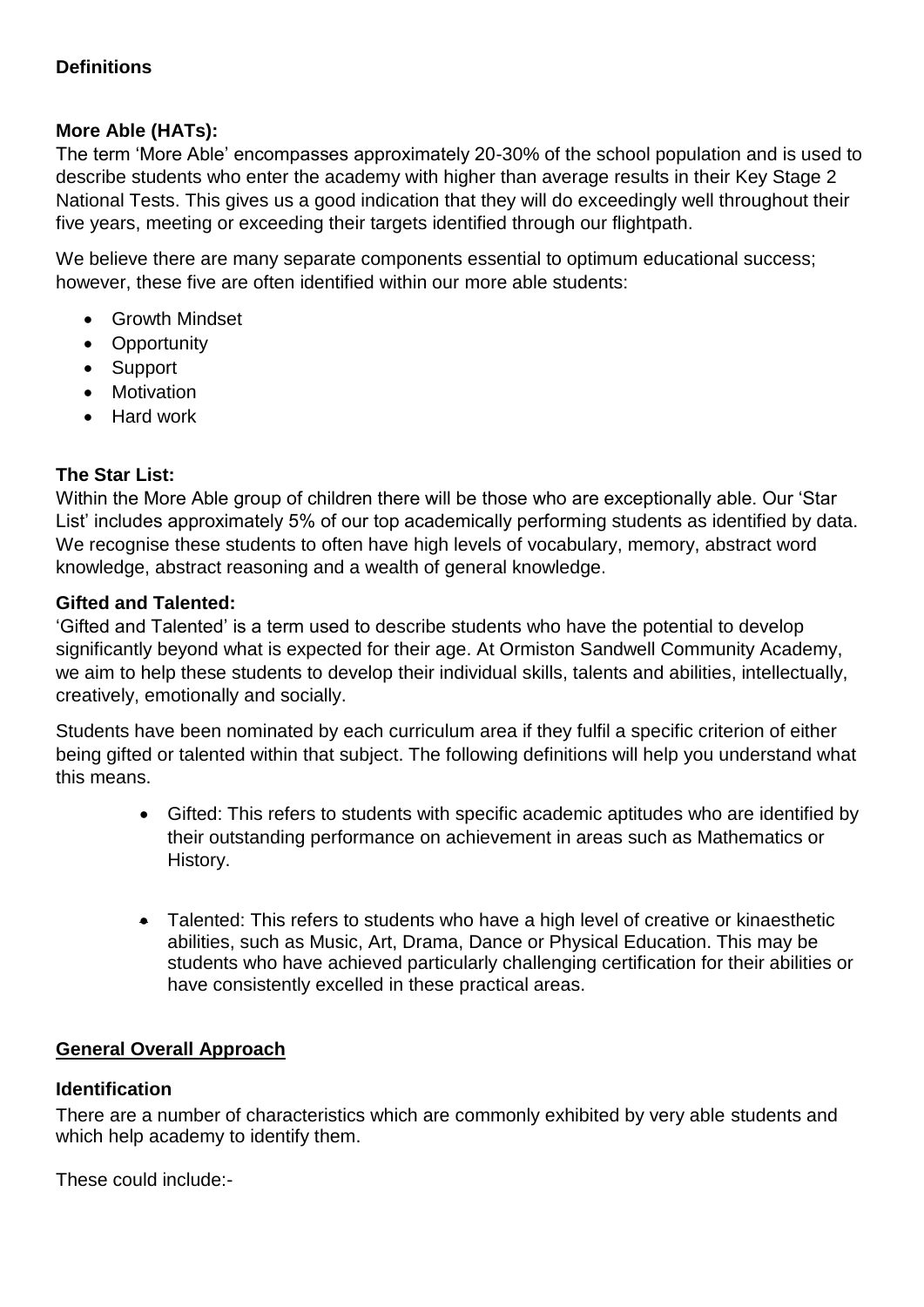**Definitions**

**More Able (HATs):**

The term 'More Able' encompasses approximately 20-30% of the school population and is used to describe students who enter the academy with higher than average results in their Key Stage 2 National Tests. This gives us a good indication that they will do exceedingly well throughout their five years, meeting or exceeding their targets identified through our flightpath.

We believe there are many separate components essential to optimum educational success; however, these five are often identified within our more able students:

- Growth Mindset
- Opportunity
- Support
- Motivation
- Hard work

**The Star List:**

Within the More Able group of children there will be those who are exceptionally able. Our 'Star List' includes approximately 5% of our top academically performing students as identified by data. We recognise these students to often have high levels of vocabulary, memory, abstract word knowledge, abstract reasoning and a wealth of general knowledge.

**Gifted and Talented:**

'Gifted and Talented' is a term used to describe students who have the potential to develop significantly beyond what is expected for their age. At Ormiston Sandwell Community Academy, we aim to help these students to develop their individual skills, talents and abilities, intellectually, creatively, emotionally and socially.

Students have been nominated by each curriculum area if they fulfil a specific criterion of either being gifted or talented within that subject. The following definitions will help you understand what this means.

- Gifted: This refers to students with specific academic aptitudes who are identified by their outstanding performance on achievement in areas such as Mathematics or History.
- Talented: This refers to students who have a high level of creative or kinaesthetic abilities, such as Music, Art, Drama, Dance or Physical Education. This may be students who have achieved particularly challenging certification for their abilities or have consistently excelled in these practical areas.

## General Overall Approach

**Identification**

There are a number of characteristics which are commonly exhibited by very able students and which help academy to identify them.

These could include:-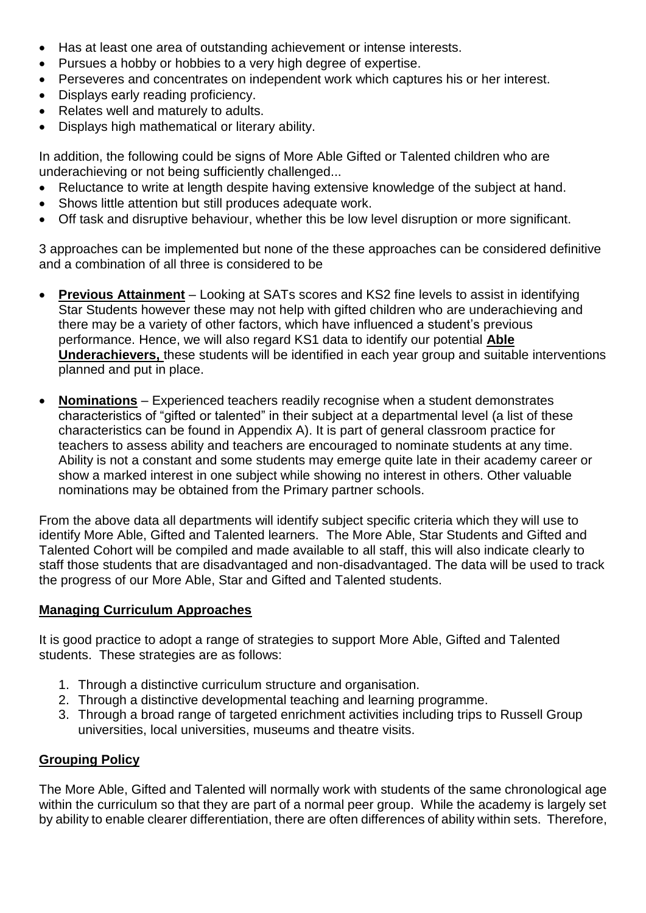- Has at least one area of outstanding achievement or intense interests.
- Pursues a hobby or hobbies to a very high degree of expertise.
- Perseveres and concentrates on independent work which captures his or her interest.
- Displays early reading proficiency.
- Relates well and maturely to adults.
- Displays high mathematical or literary ability.

In addition, the following could be signs of More Able Gifted or Talented children who are underachieving or not being sufficiently challenged...

- Reluctance to write at length despite having extensive knowledge of the subject at hand.
- Shows little attention but still produces adequate work.
- Off task and disruptive behaviour, whether this be low level disruption or more significant.

3 approaches can be implemented but none of the these approaches can be considered definitive and a combination of all three is considered to be

- **Previous Attainment** – Looking at SATs scores and KS2 fine levels to assist in identifying Star Students however these may not help with gifted children who are underachieving and there may be a variety of other factors, which have influenced a student's previous performance. Hence, we will also regard KS1 data to identify our potential **Able Underachievers,** these students will be identified in each year group and suitable interventions planned and put in place.
- **Nominations** – Experienced teachers readily recognise when a student demonstrates characteristics of "gifted or talented" in their subject at a departmental level (a list of these characteristics can be found in Appendix A). It is part of general classroom practice for teachers to assess ability and teachers are encouraged to nominate students at any time. Ability is not a constant and some students may emerge quite late in their academy career or show a marked interest in one subject while showing no interest in others. Other valuable nominations may be obtained from the Primary partner schools.

From the above data all departments will identify subject specific criteria which they will use to identify More Able, Gifted and Talented learners. The More Able, Star Students and Gifted and Talented Cohort will be compiled and made available to all staff, this will also indicate clearly to staff those students that are disadvantaged and non-disadvantaged. The data will be used to track the progress of our More Able, Star and Gifted and Talented students.

## Managing Curriculum Approaches

It is good practice to adopt a range of strategies to support More Able, Gifted and Talented students. These strategies are as follows:

1. Through a distinctive curriculum structure and organisation.
2. Through a distinctive developmental teaching and learning programme.
3. Through a broad range of targeted enrichment activities including trips to Russell Group universities, local universities, museums and theatre visits.

## Grouping Policy

The More Able, Gifted and Talented will normally work with students of the same chronological age within the curriculum so that they are part of a normal peer group. While the academy is largely set by ability to enable clearer differentiation, there are often differences of ability within sets. Therefore,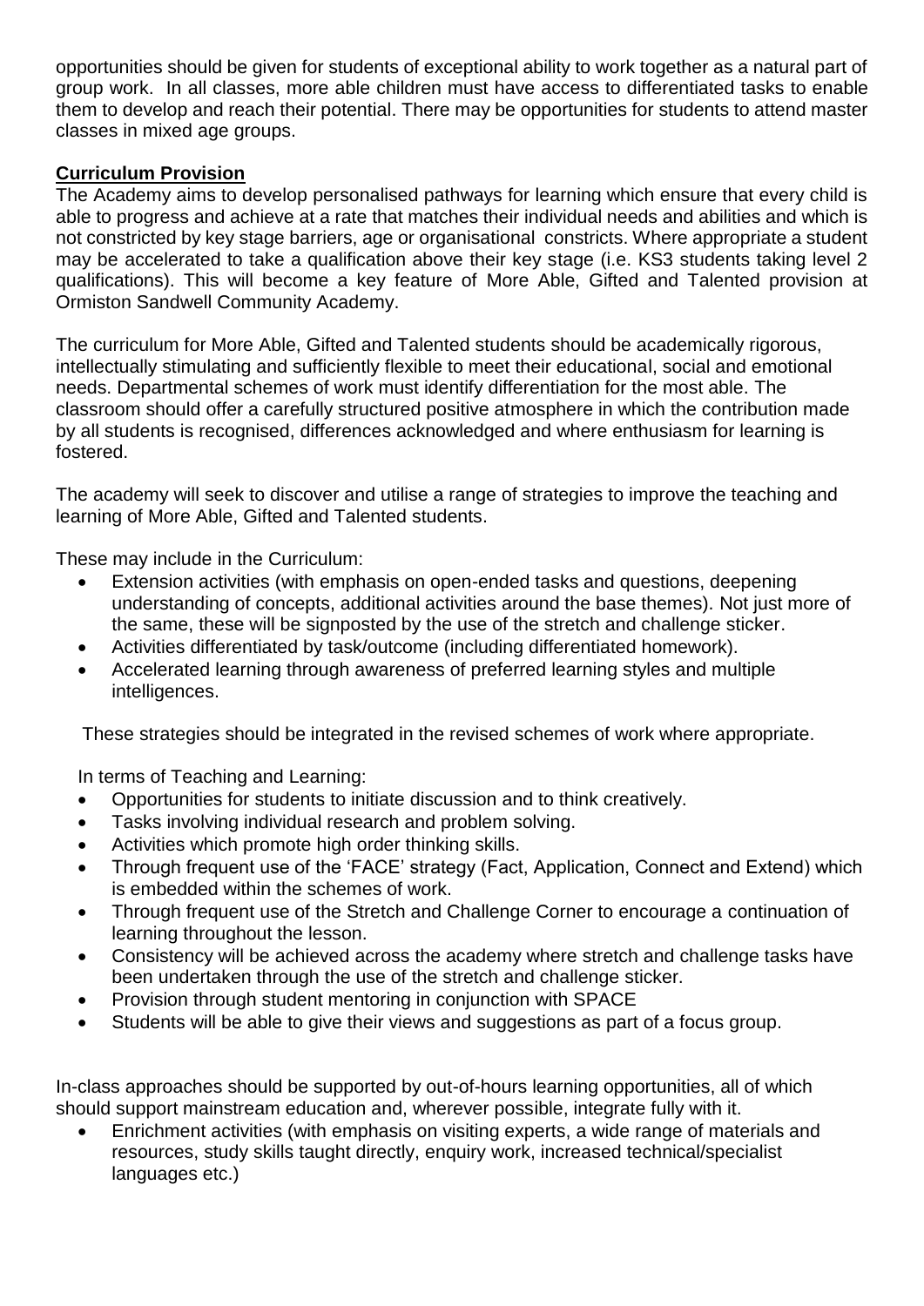opportunities should be given for students of exceptional ability to work together as a natural part of group work. In all classes, more able children must have access to differentiated tasks to enable them to develop and reach their potential. There may be opportunities for students to attend master classes in mixed age groups.

**Curriculum Provision**

The Academy aims to develop personalised pathways for learning which ensure that every child is able to progress and achieve at a rate that matches their individual needs and abilities and which is not constricted by key stage barriers, age or organisational constricts. Where appropriate a student may be accelerated to take a qualification above their key stage (i.e. KS3 students taking level 2 qualifications). This will become a key feature of More Able, Gifted and Talented provision at Ormiston Sandwell Community Academy.

The curriculum for More Able, Gifted and Talented students should be academically rigorous, intellectually stimulating and sufficiently flexible to meet their educational, social and emotional needs. Departmental schemes of work must identify differentiation for the most able. The classroom should offer a carefully structured positive atmosphere in which the contribution made by all students is recognised, differences acknowledged and where enthusiasm for learning is fostered.

The academy will seek to discover and utilise a range of strategies to improve the teaching and learning of More Able, Gifted and Talented students.

These may include in the Curriculum:

- Extension activities (with emphasis on open-ended tasks and questions, deepening understanding of concepts, additional activities around the base themes). Not just more of the same, these will be signposted by the use of the stretch and challenge sticker.
- Activities differentiated by task/outcome (including differentiated homework).
- Accelerated learning through awareness of preferred learning styles and multiple intelligences.

These strategies should be integrated in the revised schemes of work where appropriate.

In terms of Teaching and Learning:

- Opportunities for students to initiate discussion and to think creatively.
- Tasks involving individual research and problem solving.
- Activities which promote high order thinking skills.
- Through frequent use of the 'FACE' strategy (Fact, Application, Connect and Extend) which is embedded within the schemes of work.
- Through frequent use of the Stretch and Challenge Corner to encourage a continuation of learning throughout the lesson.
- Consistency will be achieved across the academy where stretch and challenge tasks have been undertaken through the use of the stretch and challenge sticker.
- Provision through student mentoring in conjunction with SPACE
- Students will be able to give their views and suggestions as part of a focus group.

In-class approaches should be supported by out-of-hours learning opportunities, all of which should support mainstream education and, wherever possible, integrate fully with it.

- Enrichment activities (with emphasis on visiting experts, a wide range of materials and resources, study skills taught directly, enquiry work, increased technical/specialist languages etc.)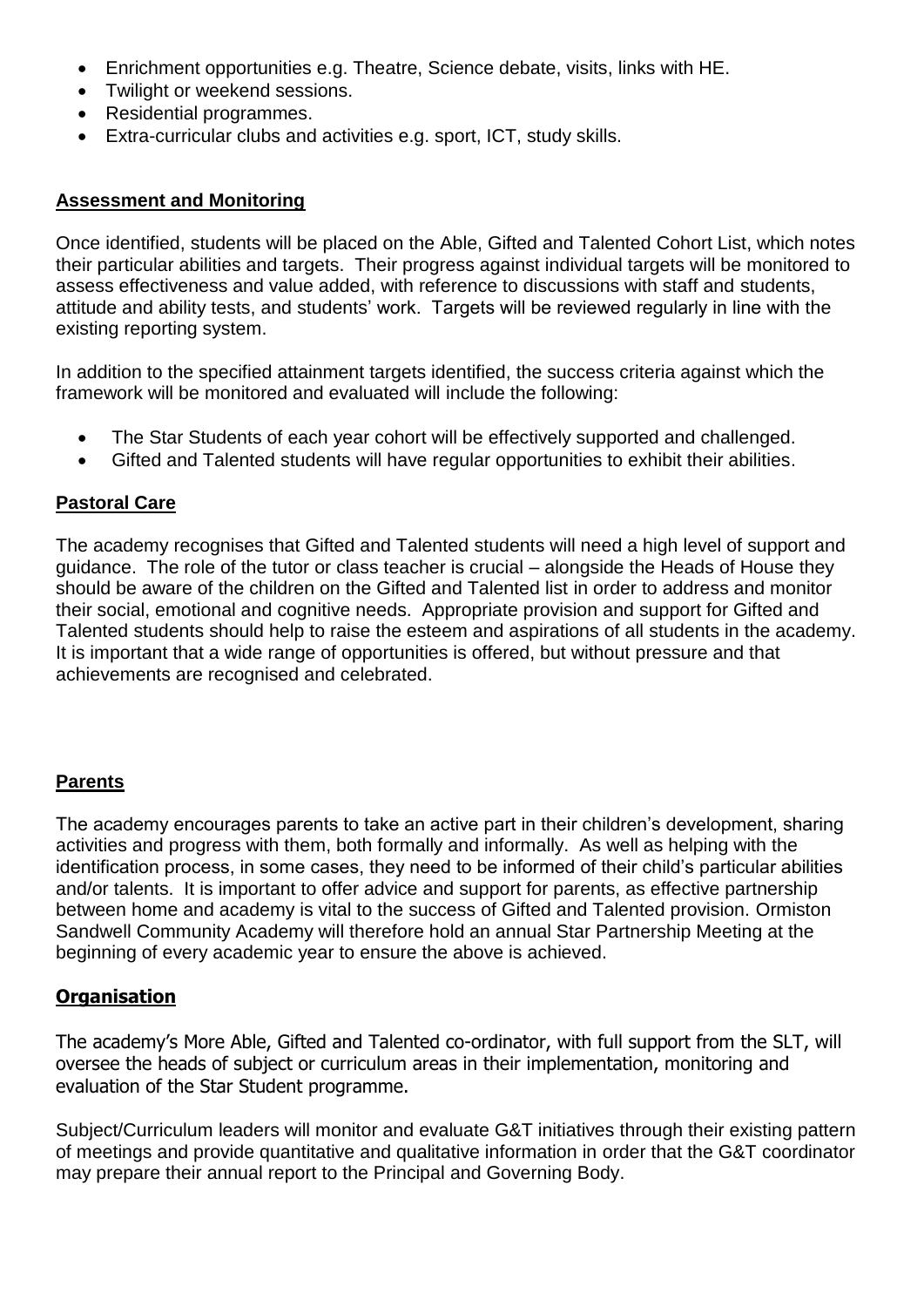- Enrichment opportunities e.g. Theatre, Science debate, visits, links with HE.
- Twilight or weekend sessions.
- Residential programmes.
- Extra-curricular clubs and activities e.g. sport, ICT, study skills.

## Assessment and Monitoring

Once identified, students will be placed on the Able, Gifted and Talented Cohort List, which notes their particular abilities and targets. Their progress against individual targets will be monitored to assess effectiveness and value added, with reference to discussions with staff and students, attitude and ability tests, and students' work. Targets will be reviewed regularly in line with the existing reporting system.

In addition to the specified attainment targets identified, the success criteria against which the framework will be monitored and evaluated will include the following:

- The Star Students of each year cohort will be effectively supported and challenged.
- Gifted and Talented students will have regular opportunities to exhibit their abilities.

## Pastoral Care

The academy recognises that Gifted and Talented students will need a high level of support and guidance. The role of the tutor or class teacher is crucial – alongside the Heads of House they should be aware of the children on the Gifted and Talented list in order to address and monitor their social, emotional and cognitive needs. Appropriate provision and support for Gifted and Talented students should help to raise the esteem and aspirations of all students in the academy. It is important that a wide range of opportunities is offered, but without pressure and that achievements are recognised and celebrated.

## Parents

The academy encourages parents to take an active part in their children's development, sharing activities and progress with them, both formally and informally. As well as helping with the identification process, in some cases, they need to be informed of their child's particular abilities and/or talents. It is important to offer advice and support for parents, as effective partnership between home and academy is vital to the success of Gifted and Talented provision. Ormiston Sandwell Community Academy will therefore hold an annual Star Partnership Meeting at the beginning of every academic year to ensure the above is achieved.

## Organisation

The academy's More Able, Gifted and Talented co-ordinator, with full support from the SLT, will oversee the heads of subject or curriculum areas in their implementation, monitoring and evaluation of the Star Student programme.

Subject/Curriculum leaders will monitor and evaluate G&T initiatives through their existing pattern of meetings and provide quantitative and qualitative information in order that the G&T coordinator may prepare their annual report to the Principal and Governing Body.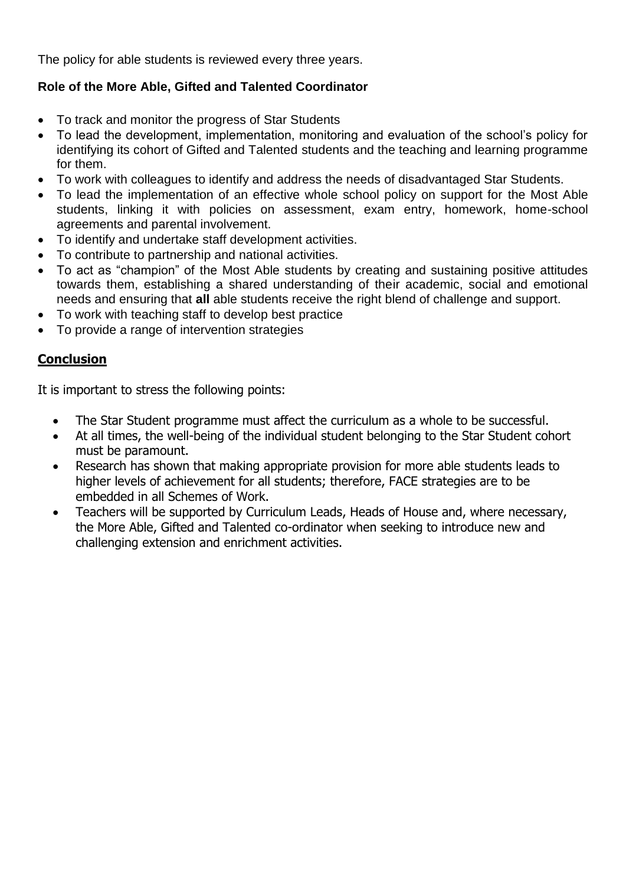The policy for able students is reviewed every three years.

### Role of the More Able, Gifted and Talented Coordinator

- To track and monitor the progress of Star Students
- To lead the development, implementation, monitoring and evaluation of the school's policy for identifying its cohort of Gifted and Talented students and the teaching and learning programme for them.
- To work with colleagues to identify and address the needs of disadvantaged Star Students.
- To lead the implementation of an effective whole school policy on support for the Most Able students, linking it with policies on assessment, exam entry, homework, home-school agreements and parental involvement.
- To identify and undertake staff development activities.
- To contribute to partnership and national activities.
- To act as "champion" of the Most Able students by creating and sustaining positive attitudes towards them, establishing a shared understanding of their academic, social and emotional needs and ensuring that **all** able students receive the right blend of challenge and support.
- To work with teaching staff to develop best practice
- To provide a range of intervention strategies

## **Conclusion**

It is important to stress the following points:

- The Star Student programme must affect the curriculum as a whole to be successful.
- At all times, the well-being of the individual student belonging to the Star Student cohort must be paramount.
- Research has shown that making appropriate provision for more able students leads to higher levels of achievement for all students; therefore, FACE strategies are to be embedded in all Schemes of Work.
- Teachers will be supported by Curriculum Leads, Heads of House and, where necessary, the More Able, Gifted and Talented co-ordinator when seeking to introduce new and challenging extension and enrichment activities.